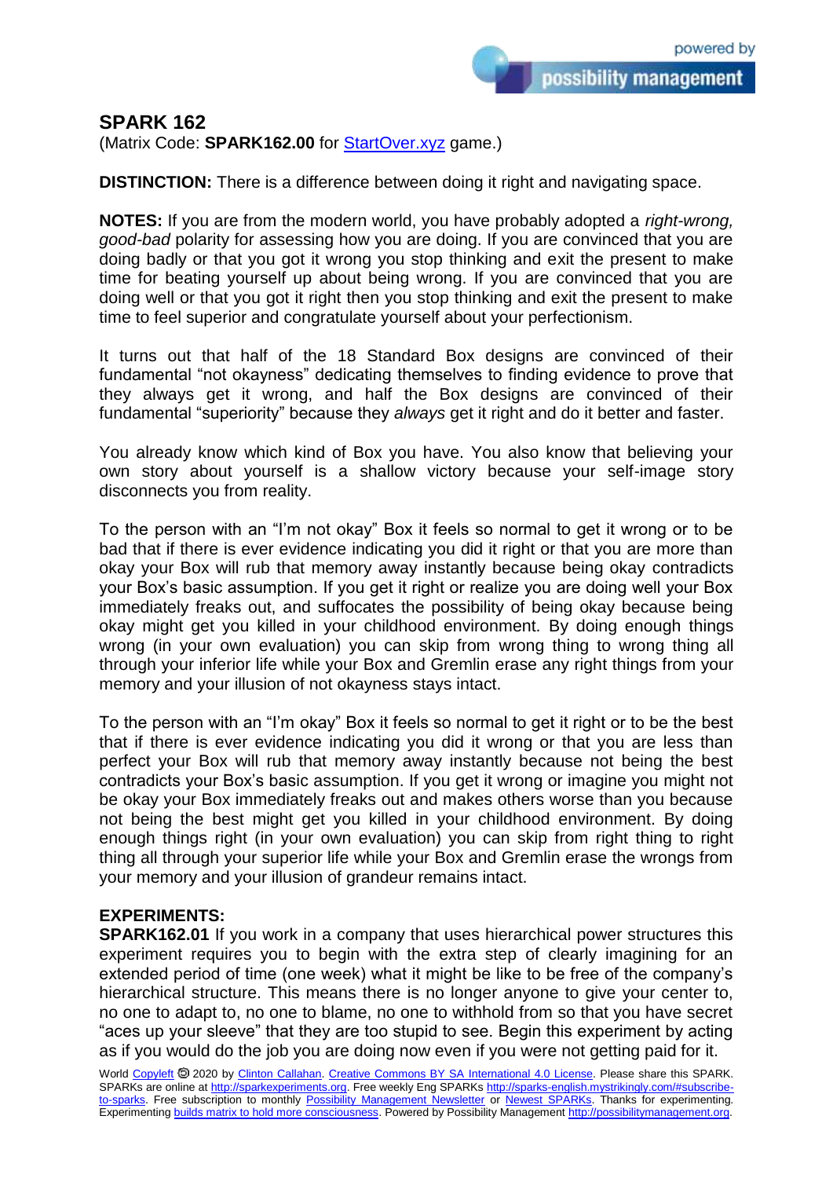# SPARK 162

(Matrix Code: **SPARK162.00** for StartOver.xyz game.)

**DISTINCTION:** There is a difference between doing it right and navigating space.

**NOTES:** If you are from the modern world, you have probably adopted a *right-wrong, good-bad* polarity for assessing how you are doing. If you are convinced that you are doing badly or that you got it wrong you stop thinking and exit the present to make time for beating yourself up about being wrong. If you are convinced that you are doing well or that you got it right then you stop thinking and exit the present to make time to feel superior and congratulate yourself about your perfectionism.

It turns out that half of the 18 Standard Box designs are convinced of their fundamental "not okayness" dedicating themselves to finding evidence to prove that they always get it wrong, and half the Box designs are convinced of their fundamental "superiority" because they *always* get it right and do it better and faster.

You already know which kind of Box you have. You also know that believing your own story about yourself is a shallow victory because your self-image story disconnects you from reality.

To the person with an "I'm not okay" Box it feels so normal to get it wrong or to be bad that if there is ever evidence indicating you did it right or that you are more than okay your Box will rub that memory away instantly because being okay contradicts your Box's basic assumption. If you get it right or realize you are doing well your Box immediately freaks out, and suffocates the possibility of being okay because being okay might get you killed in your childhood environment. By doing enough things wrong (in your own evaluation) you can skip from wrong thing to wrong thing all through your inferior life while your Box and Gremlin erase any right things from your memory and your illusion of not okayness stays intact.

To the person with an "I'm okay" Box it feels so normal to get it right or to be the best that if there is ever evidence indicating you did it wrong or that you are less than perfect your Box will rub that memory away instantly because not being the best contradicts your Box's basic assumption. If you get it wrong or imagine you might not be okay your Box immediately freaks out and makes others worse than you because not being the best might get you killed in your childhood environment. By doing enough things right (in your own evaluation) you can skip from right thing to right thing all through your superior life while your Box and Gremlin erase the wrongs from your memory and your illusion of grandeur remains intact.

**EXPERIMENTS:**

**SPARK162.01** If you work in a company that uses hierarchical power structures this experiment requires you to begin with the extra step of clearly imagining for an extended period of time (one week) what it might be like to be free of the company's hierarchical structure. This means there is no longer anyone to give your center to, no one to adapt to, no one to blame, no one to withhold from so that you have secret "aces up your sleeve" that they are too stupid to see. Begin this experiment by acting as if you would do the job you are doing now even if you were not getting paid for it.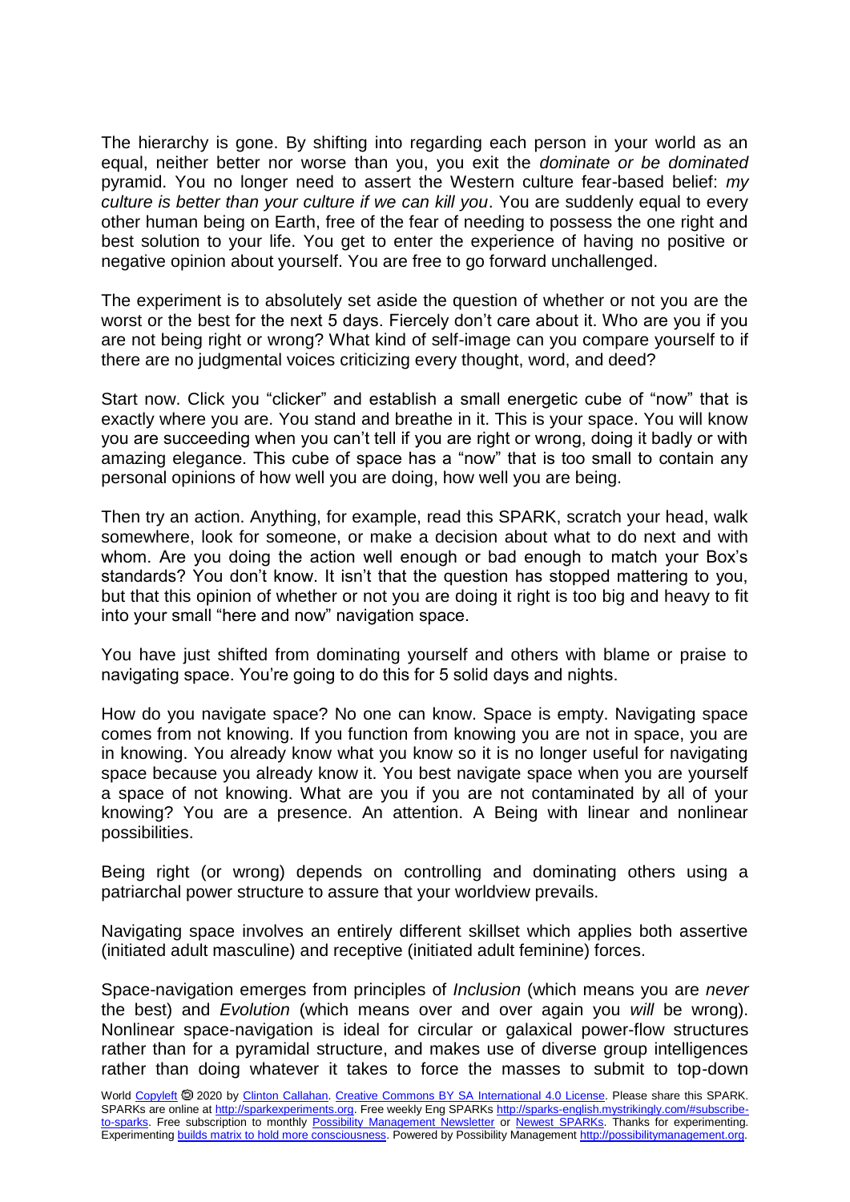The hierarchy is gone. By shifting into regarding each person in your world as an equal, neither better nor worse than you, you exit the *dominate or be dominated* pyramid. You no longer need to assert the Western culture fear-based belief: *my culture is better than your culture if we can kill you*. You are suddenly equal to every other human being on Earth, free of the fear of needing to possess the one right and best solution to your life. You get to enter the experience of having no positive or negative opinion about yourself. You are free to go forward unchallenged.

The experiment is to absolutely set aside the question of whether or not you are the worst or the best for the next 5 days. Fiercely don't care about it. Who are you if you are not being right or wrong? What kind of self-image can you compare yourself to if there are no judgmental voices criticizing every thought, word, and deed?

Start now. Click you "clicker" and establish a small energetic cube of "now" that is exactly where you are. You stand and breathe in it. This is your space. You will know you are succeeding when you can't tell if you are right or wrong, doing it badly or with amazing elegance. This cube of space has a "now" that is too small to contain any personal opinions of how well you are doing, how well you are being.

Then try an action. Anything, for example, read this SPARK, scratch your head, walk somewhere, look for someone, or make a decision about what to do next and with whom. Are you doing the action well enough or bad enough to match your Box's standards? You don't know. It isn't that the question has stopped mattering to you, but that this opinion of whether or not you are doing it right is too big and heavy to fit into your small "here and now" navigation space.

You have just shifted from dominating yourself and others with blame or praise to navigating space. You're going to do this for 5 solid days and nights.

How do you navigate space? No one can know. Space is empty. Navigating space comes from not knowing. If you function from knowing you are not in space, you are in knowing. You already know what you know so it is no longer useful for navigating space because you already know it. You best navigate space when you are yourself a space of not knowing. What are you if you are not contaminated by all of your knowing? You are a presence. An attention. A Being with linear and nonlinear possibilities.

Being right (or wrong) depends on controlling and dominating others using a patriarchal power structure to assure that your worldview prevails.

Navigating space involves an entirely different skillset which applies both assertive (initiated adult masculine) and receptive (initiated adult feminine) forces.

Space-navigation emerges from principles of *Inclusion* (which means you are *never* the best) and *Evolution* (which means over and over again you *will* be wrong). Nonlinear space-navigation is ideal for circular or galaxical power-flow structures rather than for a pyramidal structure, and makes use of diverse group intelligences rather than doing whatever it takes to force the masses to submit to top-down

World Copyleft 🄯 2020 by Clinton Callahan. Creative Commons BY SA International 4.0 License. Please share this SPARK. SPARKs are online at http://sparkexperiments.org. Free weekly Eng SPARKs http://sparks-english.mystrikingly.com/#subscribe-to-sparks. Free subscription to monthly Possibility Management Newsletter or Newest SPARKs. Thanks for experimenting. Experimenting builds matrix to hold more consciousness. Powered by Possibility Management http://possibilitymanagement.org.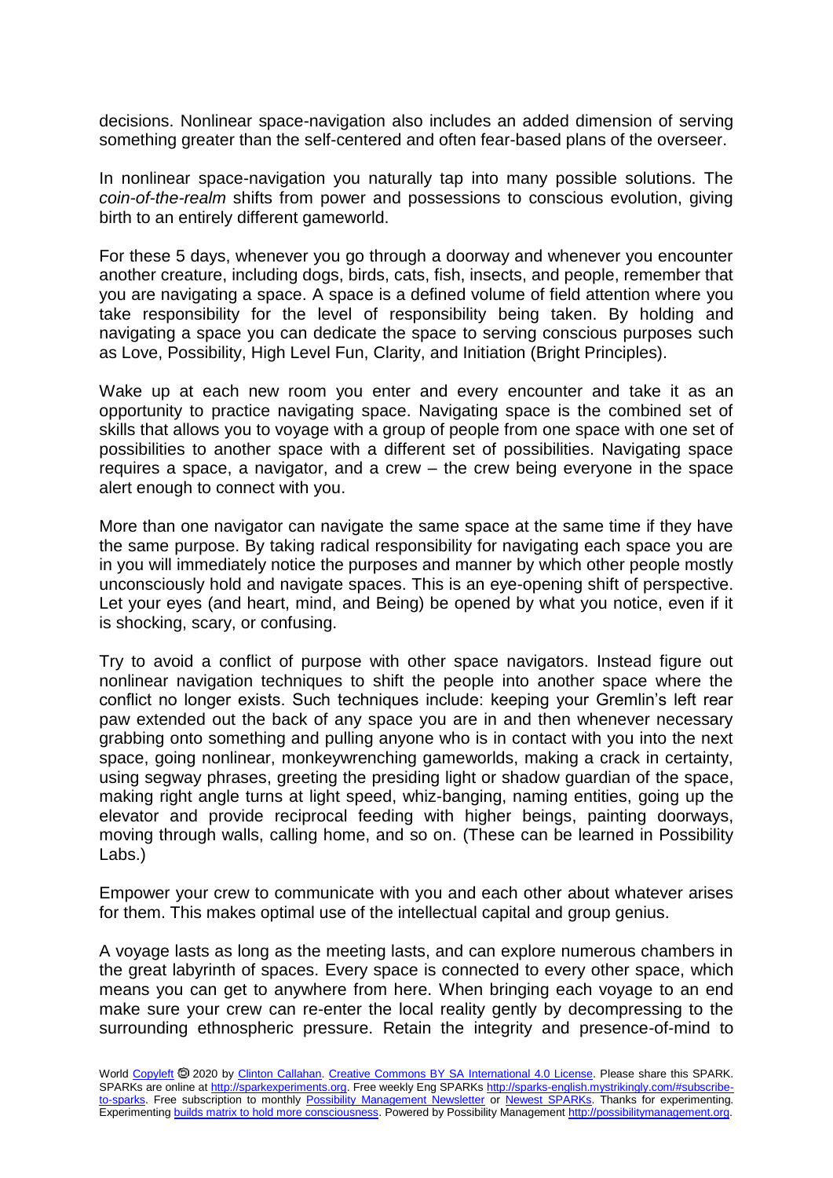decisions. Nonlinear space-navigation also includes an added dimension of serving something greater than the self-centered and often fear-based plans of the overseer.

In nonlinear space-navigation you naturally tap into many possible solutions. The *coin-of-the-realm* shifts from power and possessions to conscious evolution, giving birth to an entirely different gameworld.

For these 5 days, whenever you go through a doorway and whenever you encounter another creature, including dogs, birds, cats, fish, insects, and people, remember that you are navigating a space. A space is a defined volume of field attention where you take responsibility for the level of responsibility being taken. By holding and navigating a space you can dedicate the space to serving conscious purposes such as Love, Possibility, High Level Fun, Clarity, and Initiation (Bright Principles).

Wake up at each new room you enter and every encounter and take it as an opportunity to practice navigating space. Navigating space is the combined set of skills that allows you to voyage with a group of people from one space with one set of possibilities to another space with a different set of possibilities. Navigating space requires a space, a navigator, and a crew – the crew being everyone in the space alert enough to connect with you.

More than one navigator can navigate the same space at the same time if they have the same purpose. By taking radical responsibility for navigating each space you are in you will immediately notice the purposes and manner by which other people mostly unconsciously hold and navigate spaces. This is an eye-opening shift of perspective. Let your eyes (and heart, mind, and Being) be opened by what you notice, even if it is shocking, scary, or confusing.

Try to avoid a conflict of purpose with other space navigators. Instead figure out nonlinear navigation techniques to shift the people into another space where the conflict no longer exists. Such techniques include: keeping your Gremlin's left rear paw extended out the back of any space you are in and then whenever necessary grabbing onto something and pulling anyone who is in contact with you into the next space, going nonlinear, monkeywrenching gameworlds, making a crack in certainty, using segway phrases, greeting the presiding light or shadow guardian of the space, making right angle turns at light speed, whiz-banging, naming entities, going up the elevator and provide reciprocal feeding with higher beings, painting doorways, moving through walls, calling home, and so on. (These can be learned in Possibility Labs.)

Empower your crew to communicate with you and each other about whatever arises for them. This makes optimal use of the intellectual capital and group genius.

A voyage lasts as long as the meeting lasts, and can explore numerous chambers in the great labyrinth of spaces. Every space is connected to every other space, which means you can get to anywhere from here. When bringing each voyage to an end make sure your crew can re-enter the local reality gently by decompressing to the surrounding ethnospheric pressure. Retain the integrity and presence-of-mind to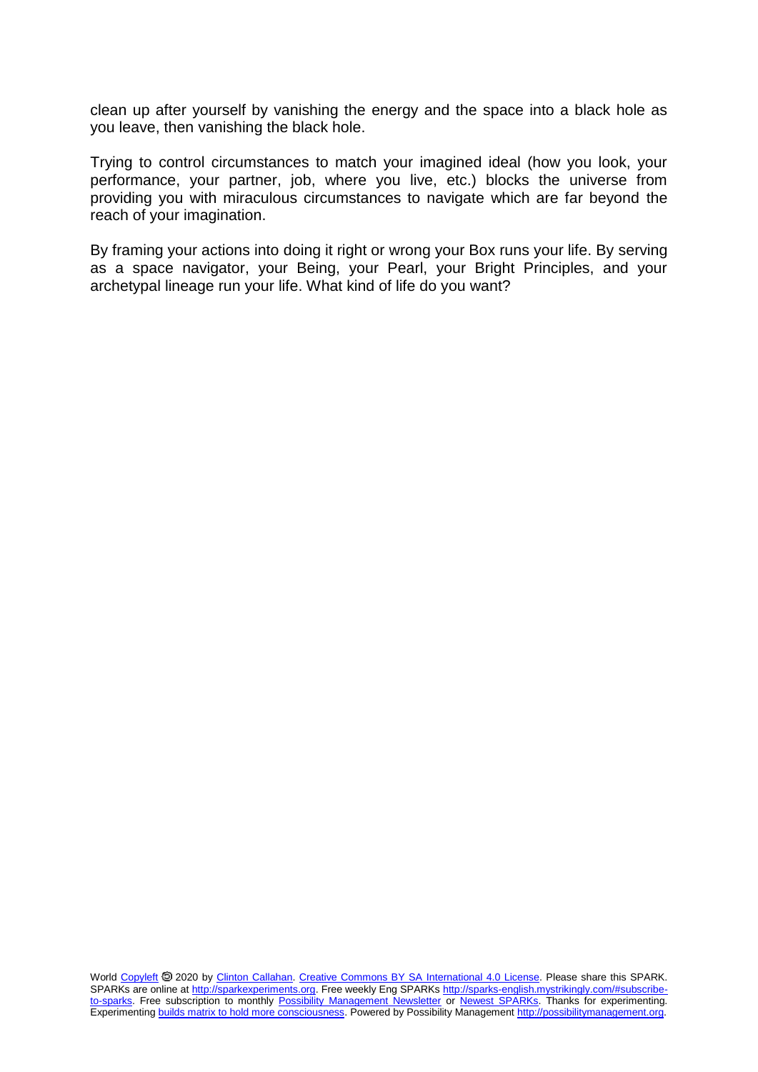clean up after yourself by vanishing the energy and the space into a black hole as you leave, then vanishing the black hole.

Trying to control circumstances to match your imagined ideal (how you look, your performance, your partner, job, where you live, etc.) blocks the universe from providing you with miraculous circumstances to navigate which are far beyond the reach of your imagination.

By framing your actions into doing it right or wrong your Box runs your life. By serving as a space navigator, your Being, your Pearl, your Bright Principles, and your archetypal lineage run your life. What kind of life do you want?

World Copyleft 🄯 2020 by Clinton Callahan. Creative Commons BY SA International 4.0 License. Please share this SPARK. SPARKs are online at http://sparkexperiments.org. Free weekly Eng SPARKs http://sparks-english.mystrikingly.com/#subscribe-to-sparks. Free subscription to monthly Possibility Management Newsletter or Newest SPARKs. Thanks for experimenting. Experimenting builds matrix to hold more consciousness. Powered by Possibility Management http://possibilitymanagement.org.